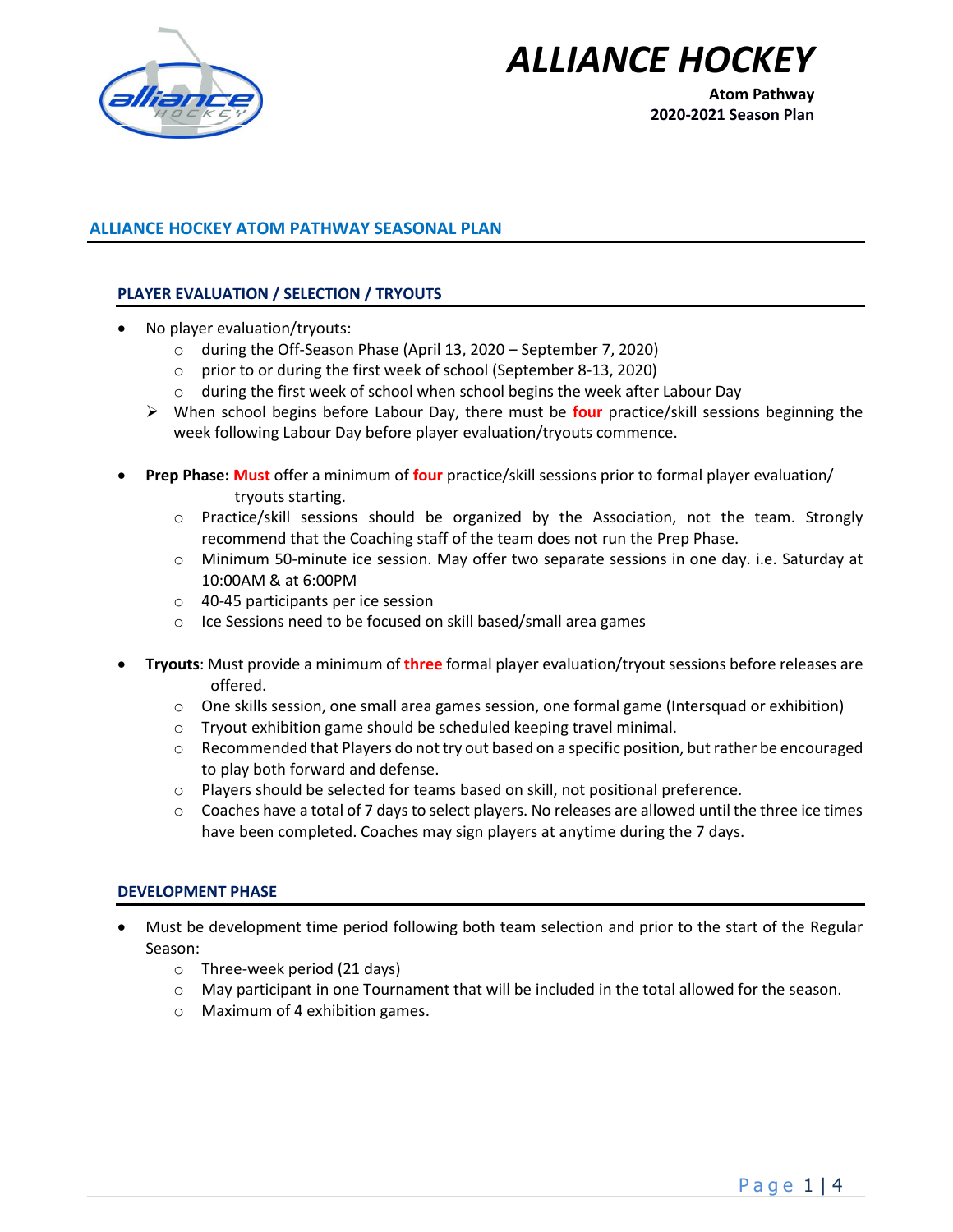# ALLIANCE HOCKEY

**Atom Pathway**
**2020-2021 Season Plan**

## ALLIANCE HOCKEY ATOM PATHWAY SEASONAL PLAN

### PLAYER EVALUATION / SELECTION / TRYOUTS

- No player evaluation/tryouts:
  - during the Off-Season Phase (April 13, 2020 – September 7, 2020)
  - prior to or during the first week of school (September 8-13, 2020)
  - during the first week of school when school begins the week after Labour Day
  - When school begins before Labour Day, there must be **four** practice/skill sessions beginning the week following Labour Day before player evaluation/tryouts commence.

- **Prep Phase:** **Must** offer a minimum of **four** practice/skill sessions prior to formal player evaluation/ tryouts starting.
  - Practice/skill sessions should be organized by the Association, not the team. Strongly recommend that the Coaching staff of the team does not run the Prep Phase.
  - Minimum 50-minute ice session. May offer two separate sessions in one day. i.e. Saturday at 10:00AM & at 6:00PM
  - 40-45 participants per ice session
  - Ice Sessions need to be focused on skill based/small area games

- **Tryouts**: Must provide a minimum of **three** formal player evaluation/tryout sessions before releases are offered.
  - One skills session, one small area games session, one formal game (Intersquad or exhibition)
  - Tryout exhibition game should be scheduled keeping travel minimal.
  - Recommended that Players do not try out based on a specific position, but rather be encouraged to play both forward and defense.
  - Players should be selected for teams based on skill, not positional preference.
  - Coaches have a total of 7 days to select players. No releases are allowed until the three ice times have been completed. Coaches may sign players at anytime during the 7 days.

### DEVELOPMENT PHASE

- Must be development time period following both team selection and prior to the start of the Regular Season:
  - Three-week period (21 days)
  - May participant in one Tournament that will be included in the total allowed for the season.
  - Maximum of 4 exhibition games.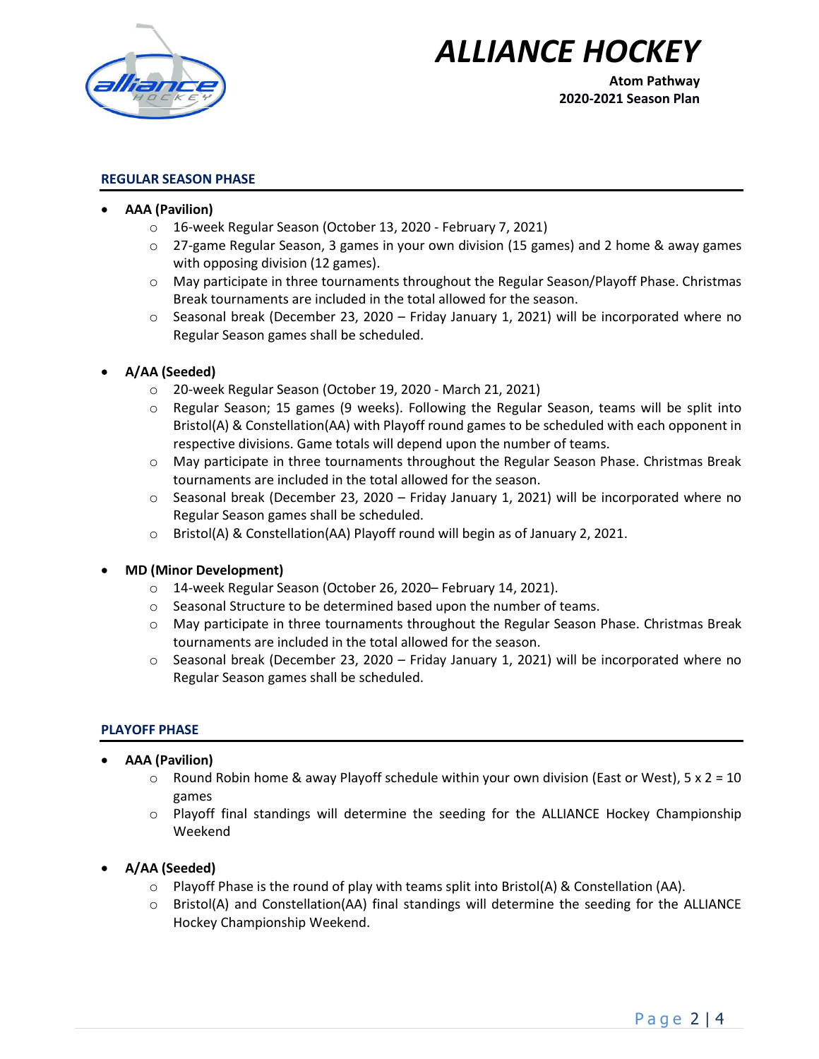## REGULAR SEASON PHASE

- **AAA (Pavilion)**
  - 16-week Regular Season (October 13, 2020 - February 7, 2021)
  - 27-game Regular Season, 3 games in your own division (15 games) and 2 home & away games with opposing division (12 games).
  - May participate in three tournaments throughout the Regular Season/Playoff Phase. Christmas Break tournaments are included in the total allowed for the season.
  - Seasonal break (December 23, 2020 – Friday January 1, 2021) will be incorporated where no Regular Season games shall be scheduled.

- **A/AA (Seeded)**
  - 20-week Regular Season (October 19, 2020 - March 21, 2021)
  - Regular Season; 15 games (9 weeks). Following the Regular Season, teams will be split into Bristol(A) & Constellation(AA) with Playoff round games to be scheduled with each opponent in respective divisions. Game totals will depend upon the number of teams.
  - May participate in three tournaments throughout the Regular Season Phase. Christmas Break tournaments are included in the total allowed for the season.
  - Seasonal break (December 23, 2020 – Friday January 1, 2021) will be incorporated where no Regular Season games shall be scheduled.
  - Bristol(A) & Constellation(AA) Playoff round will begin as of January 2, 2021.

- **MD (Minor Development)**
  - 14-week Regular Season (October 26, 2020– February 14, 2021).
  - Seasonal Structure to be determined based upon the number of teams.
  - May participate in three tournaments throughout the Regular Season Phase. Christmas Break tournaments are included in the total allowed for the season.
  - Seasonal break (December 23, 2020 – Friday January 1, 2021) will be incorporated where no Regular Season games shall be scheduled.

## PLAYOFF PHASE

- **AAA (Pavilion)**
  - Round Robin home & away Playoff schedule within your own division (East or West), 5 x 2 = 10 games
  - Playoff final standings will determine the seeding for the ALLIANCE Hockey Championship Weekend

- **A/AA (Seeded)**
  - Playoff Phase is the round of play with teams split into Bristol(A) & Constellation (AA).
  - Bristol(A) and Constellation(AA) final standings will determine the seeding for the ALLIANCE Hockey Championship Weekend.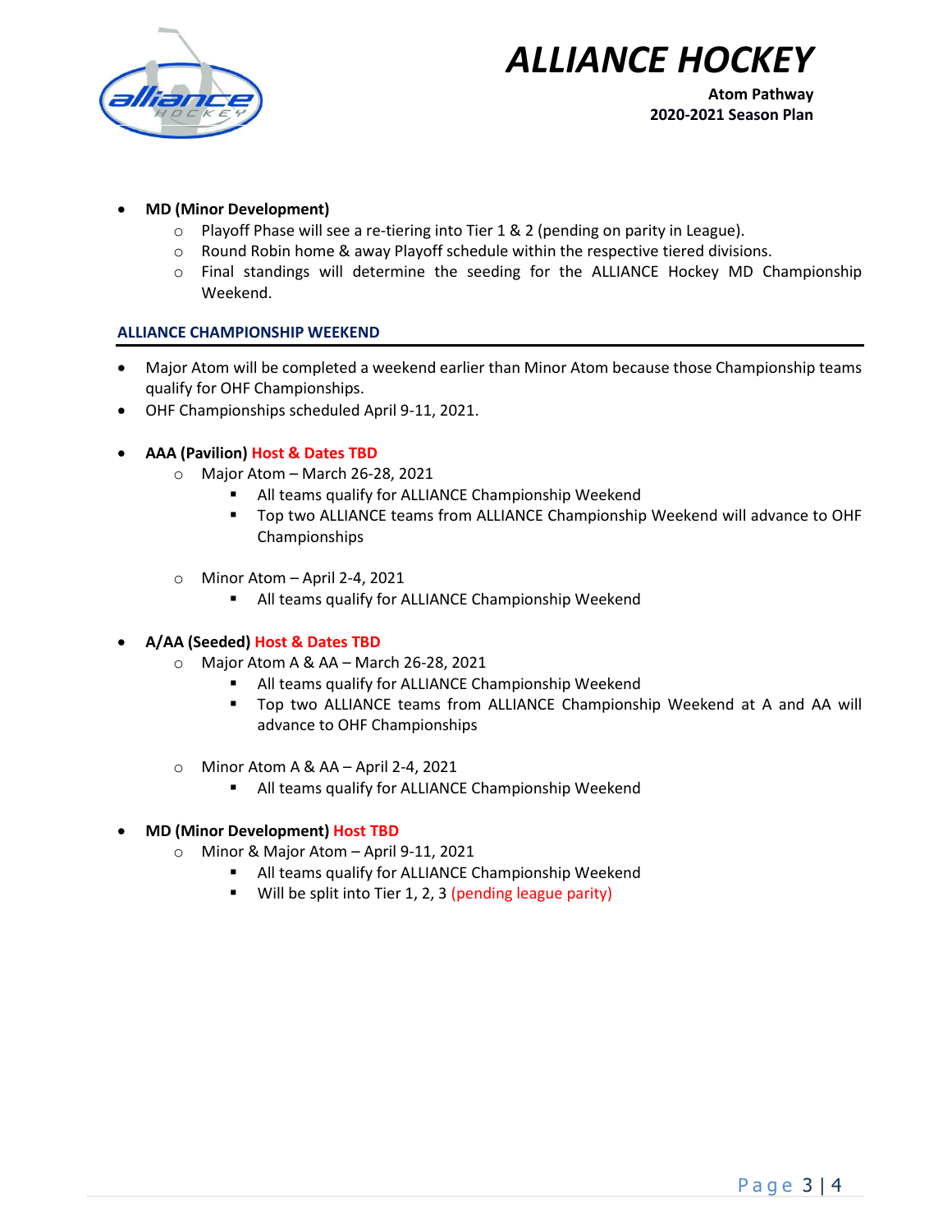- **MD (Minor Development)**
    - Playoff Phase will see a re-tiering into Tier 1 & 2 (pending on parity in League).
    - Round Robin home & away Playoff schedule within the respective tiered divisions.
    - Final standings will determine the seeding for the ALLIANCE Hockey MD Championship Weekend.

## ALLIANCE CHAMPIONSHIP WEEKEND

- Major Atom will be completed a weekend earlier than Minor Atom because those Championship teams qualify for OHF Championships.
- OHF Championships scheduled April 9-11, 2021.

- **AAA (Pavilion)** Host & Dates TBD
    - Major Atom – March 26-28, 2021
        - All teams qualify for ALLIANCE Championship Weekend
        - Top two ALLIANCE teams from ALLIANCE Championship Weekend will advance to OHF Championships
    - Minor Atom – April 2-4, 2021
        - All teams qualify for ALLIANCE Championship Weekend

- **A/AA (Seeded)** Host & Dates TBD
    - Major Atom A & AA – March 26-28, 2021
        - All teams qualify for ALLIANCE Championship Weekend
        - Top two ALLIANCE teams from ALLIANCE Championship Weekend at A and AA will advance to OHF Championships
    - Minor Atom A & AA – April 2-4, 2021
        - All teams qualify for ALLIANCE Championship Weekend

- **MD (Minor Development)** Host TBD
    - Minor & Major Atom – April 9-11, 2021
        - All teams qualify for ALLIANCE Championship Weekend
        - Will be split into Tier 1, 2, 3 (pending league parity)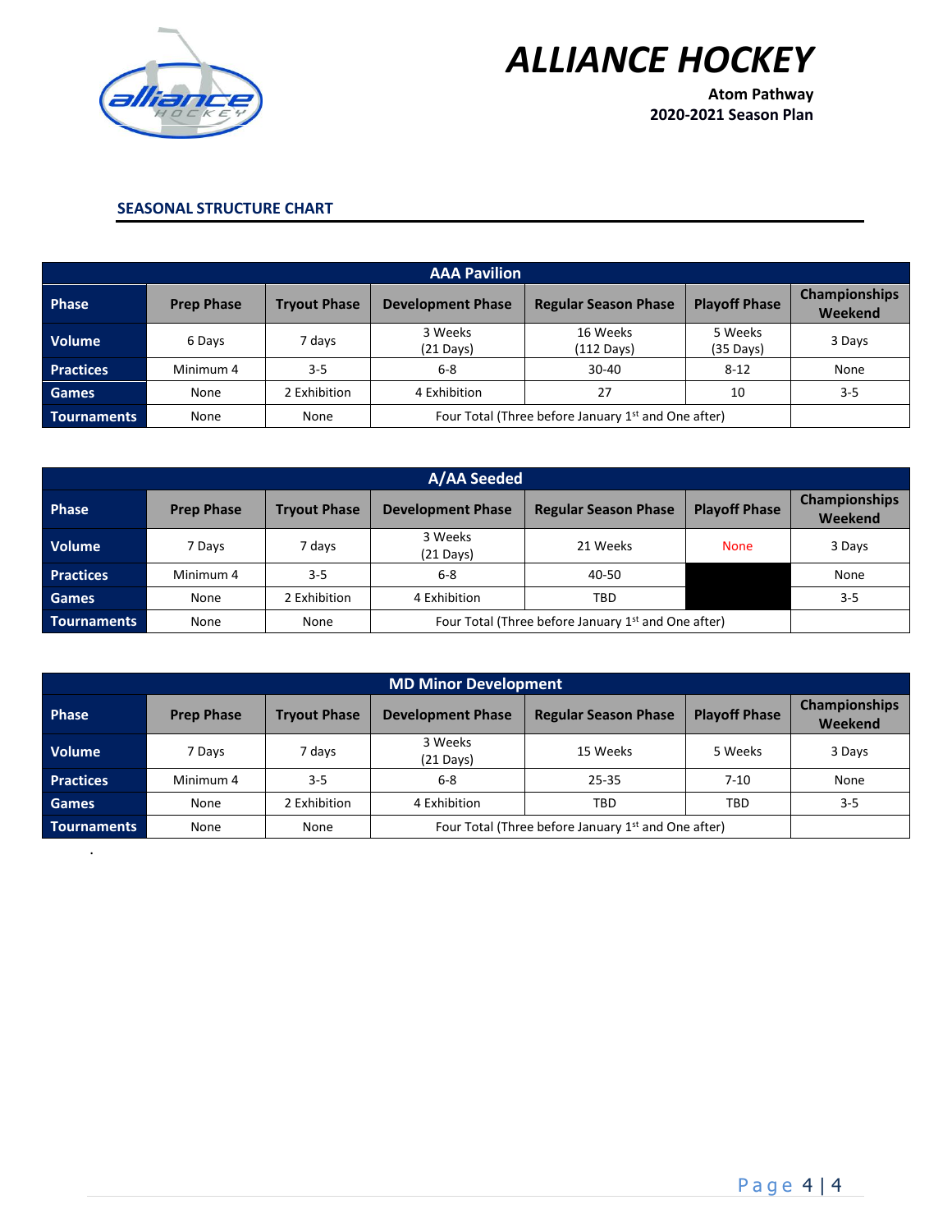# ALLIANCE HOCKEY

**Atom Pathway**
**2020-2021 Season Plan**

## SEASONAL STRUCTURE CHART

| AAA Pavilion | | | | | | |
|---|---|---|---|---|---|---|
| **Phase** | **Prep Phase** | **Tryout Phase** | **Development Phase** | **Regular Season Phase** | **Playoff Phase** | **Championships Weekend** |
| **Volume** | 6 Days | 7 days | 3 Weeks (21 Days) | 16 Weeks (112 Days) | 5 Weeks (35 Days) | 3 Days |
| **Practices** | Minimum 4 | 3-5 | 6-8 | 30-40 | 8-12 | None |
| **Games** | None | 2 Exhibition | 4 Exhibition | 27 | 10 | 3-5 |
| **Tournaments** | None | None | Four Total (Three before January 1st and One after) | | | |

| A/AA Seeded | | | | | | |
|---|---|---|---|---|---|---|
| **Phase** | **Prep Phase** | **Tryout Phase** | **Development Phase** | **Regular Season Phase** | **Playoff Phase** | **Championships Weekend** |
| **Volume** | 7 Days | 7 days | 3 Weeks (21 Days) | 21 Weeks | None | 3 Days |
| **Practices** | Minimum 4 | 3-5 | 6-8 | 40-50 | | None |
| **Games** | None | 2 Exhibition | 4 Exhibition | TBD | | 3-5 |
| **Tournaments** | None | None | Four Total (Three before January 1st and One after) | | | |

| MD Minor Development | | | | | | |
|---|---|---|---|---|---|---|
| **Phase** | **Prep Phase** | **Tryout Phase** | **Development Phase** | **Regular Season Phase** | **Playoff Phase** | **Championships Weekend** |
| **Volume** | 7 Days | 7 days | 3 Weeks (21 Days) | 15 Weeks | 5 Weeks | 3 Days |
| **Practices** | Minimum 4 | 3-5 | 6-8 | 25-35 | 7-10 | None |
| **Games** | None | 2 Exhibition | 4 Exhibition | TBD | TBD | 3-5 |
| **Tournaments** | None | None | Four Total (Three before January 1st and One after) | | | |